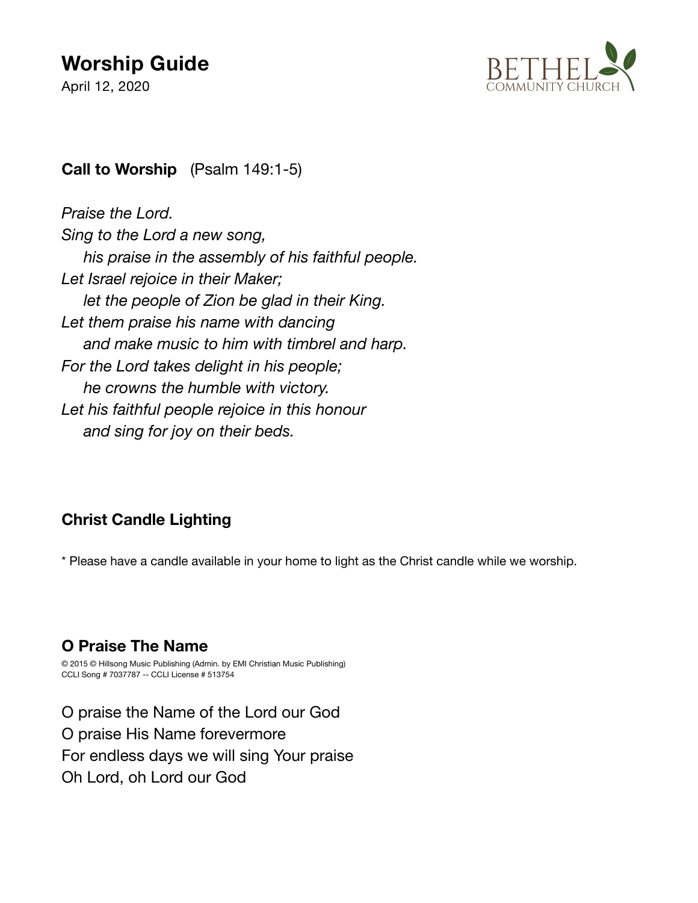# Worship Guide

April 12, 2020

BETHEL COMMUNITY CHURCH

**Call to Worship** (Psalm 149:1-5)

*Praise the Lord.*
*Sing to the Lord a new song,*
  *his praise in the assembly of his faithful people.*
*Let Israel rejoice in their Maker;*
  *let the people of Zion be glad in their King.*
*Let them praise his name with dancing*
  *and make music to him with timbrel and harp.*
*For the Lord takes delight in his people;*
  *he crowns the humble with victory.*
*Let his faithful people rejoice in this honour*
  *and sing for joy on their beds.*

**Christ Candle Lighting**

* Please have a candle available in your home to light as the Christ candle while we worship.

### O Praise The Name

© 2015 © Hillsong Music Publishing (Admin. by EMI Christian Music Publishing)
CCLI Song # 7037787 -- CCLI License # 513754

O praise the Name of the Lord our God
O praise His Name forevermore
For endless days we will sing Your praise
Oh Lord, oh Lord our God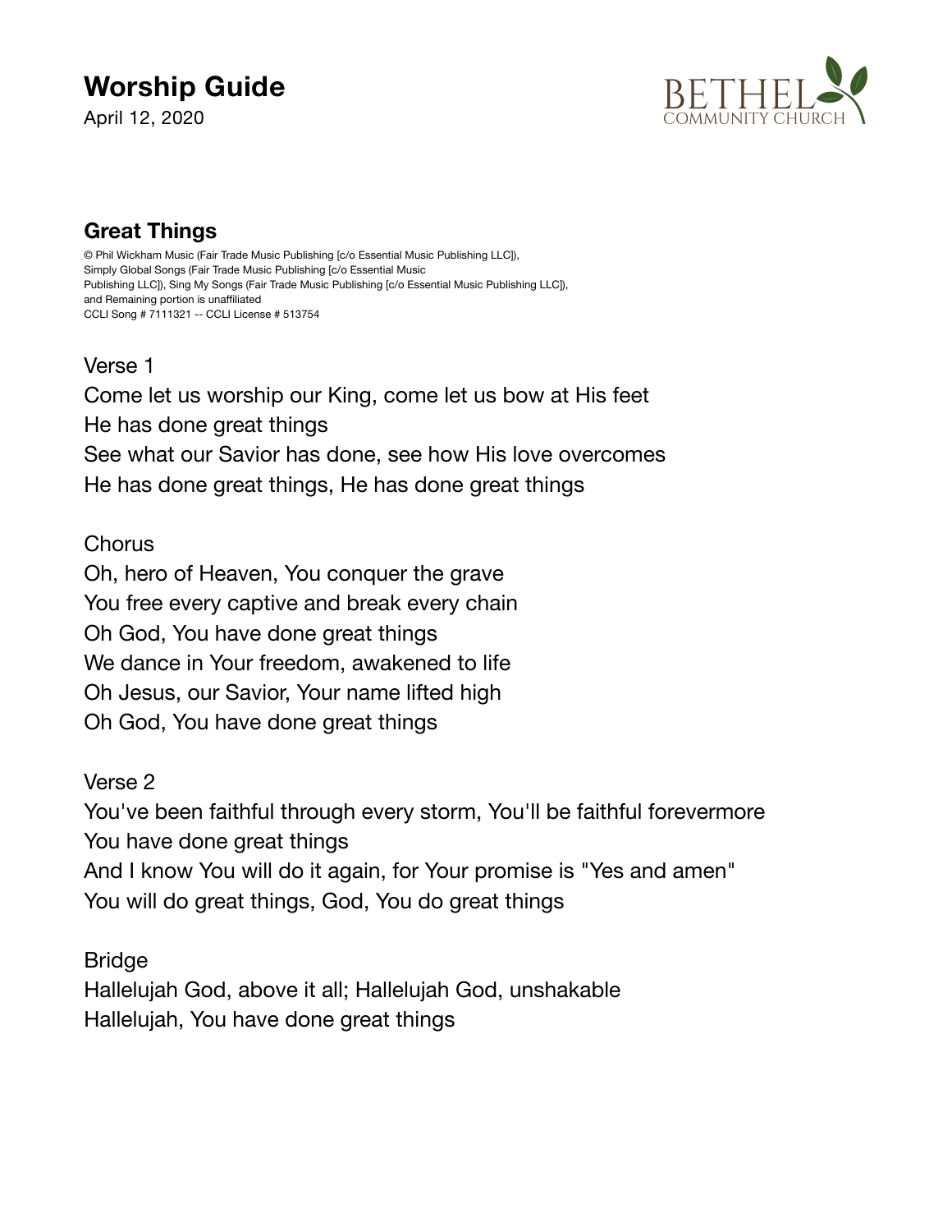# Worship Guide

April 12, 2020

BETHEL COMMUNITY CHURCH

## Great Things

© Phil Wickham Music (Fair Trade Music Publishing [c/o Essential Music Publishing LLC]), Simply Global Songs (Fair Trade Music Publishing [c/o Essential Music Publishing LLC]), Sing My Songs (Fair Trade Music Publishing [c/o Essential Music Publishing LLC]), and Remaining portion is unaffiliated
CCLI Song # 7111321 -- CCLI License # 513754

Verse 1
Come let us worship our King, come let us bow at His feet
He has done great things
See what our Savior has done, see how His love overcomes
He has done great things, He has done great things

Chorus
Oh, hero of Heaven, You conquer the grave
You free every captive and break every chain
Oh God, You have done great things
We dance in Your freedom, awakened to life
Oh Jesus, our Savior, Your name lifted high
Oh God, You have done great things

Verse 2
You've been faithful through every storm, You'll be faithful forevermore
You have done great things
And I know You will do it again, for Your promise is "Yes and amen"
You will do great things, God, You do great things

Bridge
Hallelujah God, above it all; Hallelujah God, unshakable
Hallelujah, You have done great things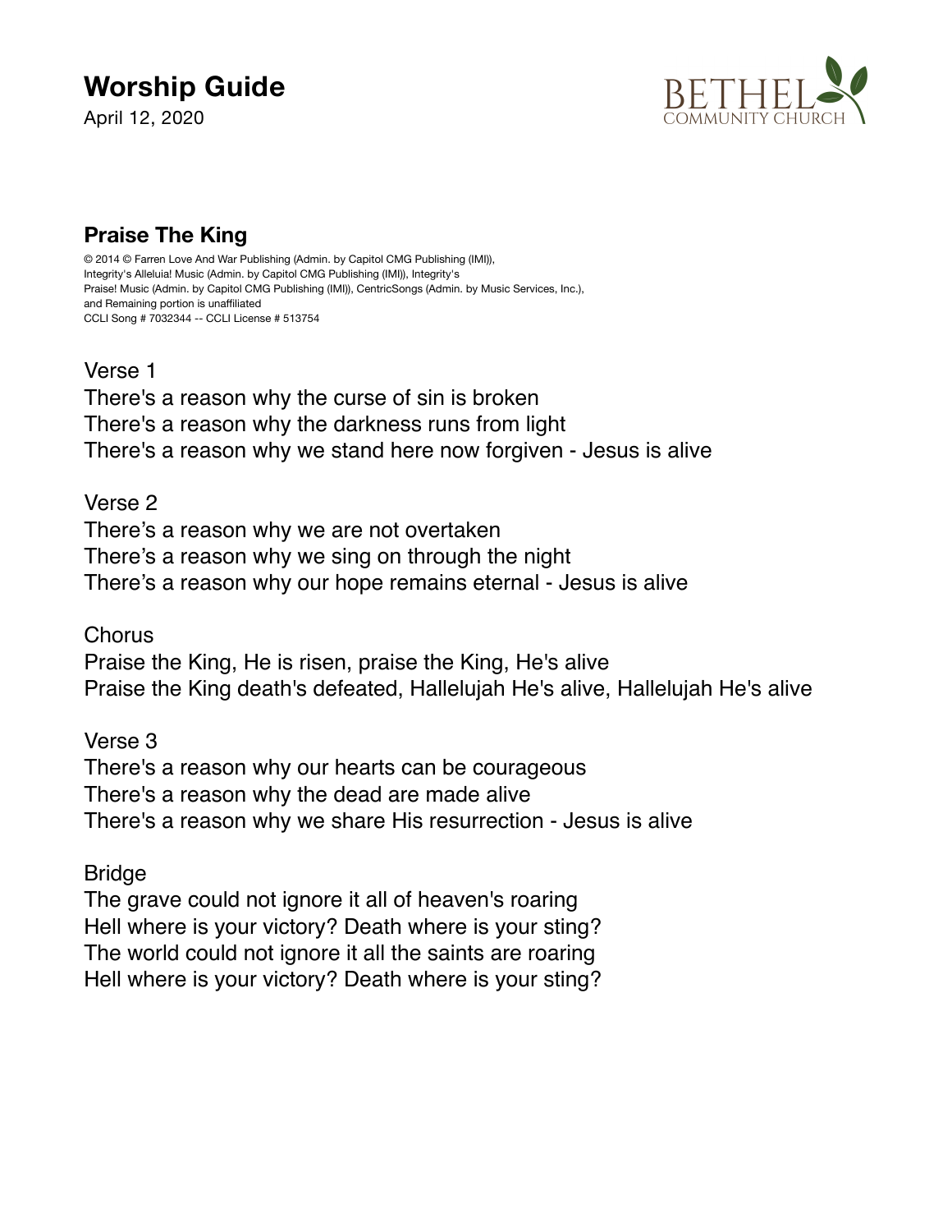# Worship Guide

April 12, 2020

BETHEL COMMUNITY CHURCH

## Praise The King

© 2014 © Farren Love And War Publishing (Admin. by Capitol CMG Publishing (IMI)), Integrity's Alleluia! Music (Admin. by Capitol CMG Publishing (IMI)), Integrity's Praise! Music (Admin. by Capitol CMG Publishing (IMI)), CentricSongs (Admin. by Music Services, Inc.), and Remaining portion is unaffiliated
CCLI Song # 7032344 -- CCLI License # 513754

Verse 1
There's a reason why the curse of sin is broken
There's a reason why the darkness runs from light
There's a reason why we stand here now forgiven - Jesus is alive

Verse 2
There's a reason why we are not overtaken
There's a reason why we sing on through the night
There's a reason why our hope remains eternal - Jesus is alive

Chorus
Praise the King, He is risen, praise the King, He's alive
Praise the King death's defeated, Hallelujah He's alive, Hallelujah He's alive

Verse 3
There's a reason why our hearts can be courageous
There's a reason why the dead are made alive
There's a reason why we share His resurrection - Jesus is alive

Bridge
The grave could not ignore it all of heaven's roaring
Hell where is your victory? Death where is your sting?
The world could not ignore it all the saints are roaring
Hell where is your victory? Death where is your sting?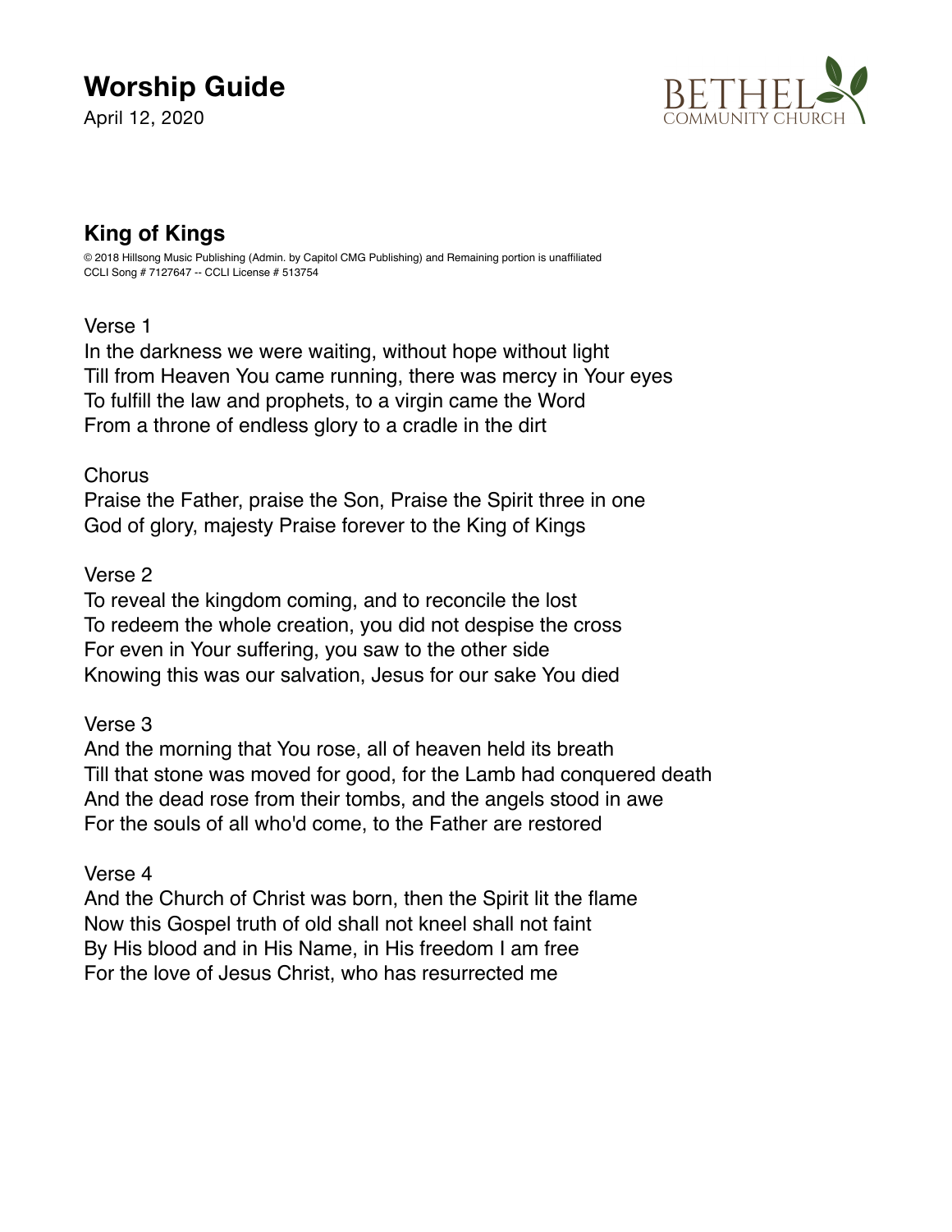# Worship Guide

April 12, 2020

BETHEL
COMMUNITY CHURCH

## King of Kings

© 2018 Hillsong Music Publishing (Admin. by Capitol CMG Publishing) and Remaining portion is unaffiliated
CCLI Song # 7127647 -- CCLI License # 513754

Verse 1
In the darkness we were waiting, without hope without light
Till from Heaven You came running, there was mercy in Your eyes
To fulfill the law and prophets, to a virgin came the Word
From a throne of endless glory to a cradle in the dirt

Chorus
Praise the Father, praise the Son, Praise the Spirit three in one
God of glory, majesty Praise forever to the King of Kings

Verse 2
To reveal the kingdom coming, and to reconcile the lost
To redeem the whole creation, you did not despise the cross
For even in Your suffering, you saw to the other side
Knowing this was our salvation, Jesus for our sake You died

Verse 3
And the morning that You rose, all of heaven held its breath
Till that stone was moved for good, for the Lamb had conquered death
And the dead rose from their tombs, and the angels stood in awe
For the souls of all who'd come, to the Father are restored

Verse 4
And the Church of Christ was born, then the Spirit lit the flame
Now this Gospel truth of old shall not kneel shall not faint
By His blood and in His Name, in His freedom I am free
For the love of Jesus Christ, who has resurrected me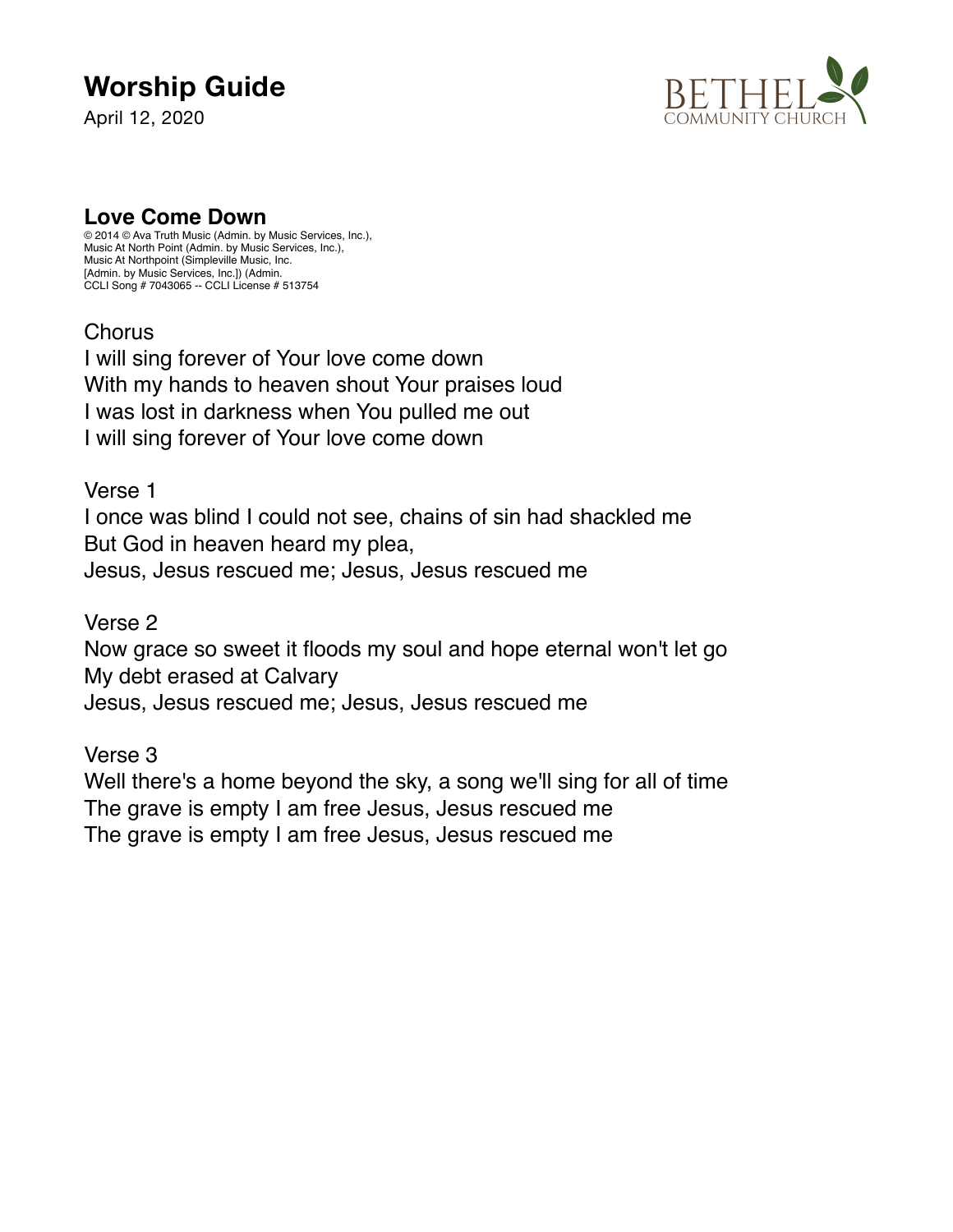# Worship Guide

April 12, 2020

BETHEL COMMUNITY CHURCH

## Love Come Down

© 2014 © Ava Truth Music (Admin. by Music Services, Inc.), Music At North Point (Admin. by Music Services, Inc.), Music At Northpoint (Simpleville Music, Inc. [Admin. by Music Services, Inc.]) (Admin. CCLI Song # 7043065 -- CCLI License # 513754

Chorus
I will sing forever of Your love come down
With my hands to heaven shout Your praises loud
I was lost in darkness when You pulled me out
I will sing forever of Your love come down

Verse 1
I once was blind I could not see, chains of sin had shackled me
But God in heaven heard my plea,
Jesus, Jesus rescued me; Jesus, Jesus rescued me

Verse 2
Now grace so sweet it floods my soul and hope eternal won't let go
My debt erased at Calvary
Jesus, Jesus rescued me; Jesus, Jesus rescued me

Verse 3
Well there's a home beyond the sky, a song we'll sing for all of time
The grave is empty I am free Jesus, Jesus rescued me
The grave is empty I am free Jesus, Jesus rescued me